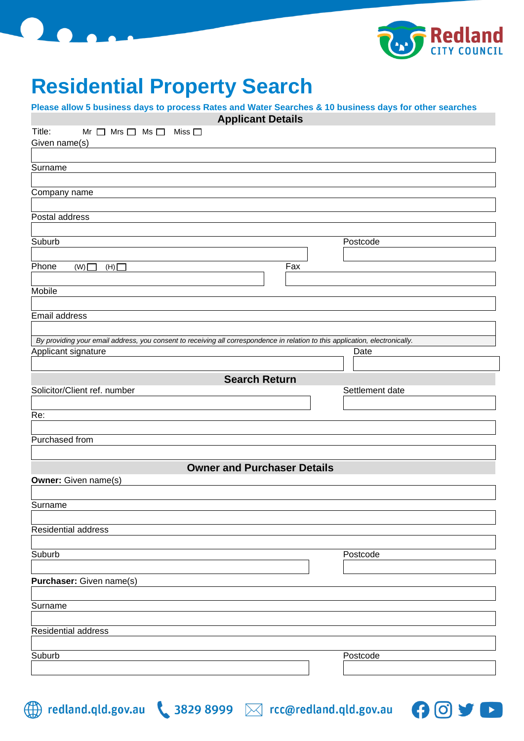# Residential Property Search

**Please allow 5 business days to process Rates and Water Searches & 10 business days for other searches**

## Applicant Details

Title: Mr ☐ Mrs ☐ Ms ☐ Miss ☐

Given name(s)

Surname

Company name

Postal address

Suburb | Postcode

Phone (W) ☐ (H) ☐ | Fax

Mobile

Email address

*By providing your email address, you consent to receiving all correspondence in relation to this application, electronically.*

Applicant signature | Date

## Search Return

Solicitor/Client ref. number | Settlement date

Re:

Purchased from

## Owner and Purchaser Details

**Owner:** Given name(s)

Surname

Residential address

Suburb | Postcode

**Purchaser:** Given name(s)

Surname

Residential address

Suburb | Postcode

redland.qld.gov.au 3829 8999 rcc@redland.qld.gov.au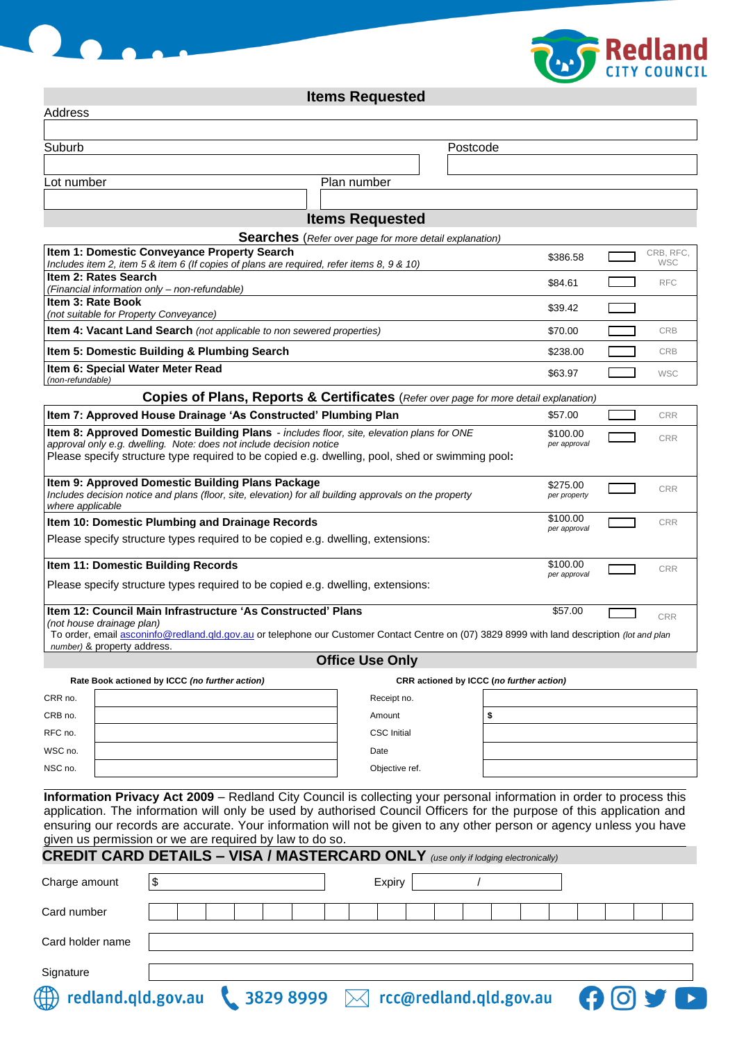## Items Requested

Address

| |
|---|
| |

| Suburb | Postcode |
|---|---|
| | |

| Lot number | Plan number |
|---|---|
| | |

## Items Requested

### Searches (*Refer over page for more detail explanation*)

| Item | Fee | | |
|---|---|---|---|
| **Item 1: Domestic Conveyance Property Search** *Includes item 2, item 5 & item 6 (If copies of plans are required, refer items 8, 9 & 10)* | $386.58 | ☐ | CRB, RFC, WSC |
| **Item 2: Rates Search** *(Financial information only – non-refundable)* | $84.61 | ☐ | RFC |
| **Item 3: Rate Book** *(not suitable for Property Conveyance)* | $39.42 | ☐ | |
| **Item 4: Vacant Land Search** *(not applicable to non sewered properties)* | $70.00 | ☐ | CRB |
| **Item 5: Domestic Building & Plumbing Search** | $238.00 | ☐ | CRB |
| **Item 6: Special Water Meter Read** *(non-refundable)* | $63.97 | ☐ | WSC |

### Copies of Plans, Reports & Certificates (*Refer over page for more detail explanation*)

| Item | Fee | | |
|---|---|---|---|
| **Item 7: Approved House Drainage 'As Constructed' Plumbing Plan** | $57.00 | ☐ | CRR |
| **Item 8: Approved Domestic Building Plans** - *includes floor, site, elevation plans for ONE approval only e.g. dwelling. Note: does not include decision notice* Please specify structure type required to be copied e.g. dwelling, pool, shed or swimming pool: | $100.00 *per approval* | ☐ | CRR |
| **Item 9: Approved Domestic Building Plans Package** *Includes decision notice and plans (floor, site, elevation) for all building approvals on the property where applicable* | $275.00 *per property* | ☐ | CRR |
| **Item 10: Domestic Plumbing and Drainage Records** Please specify structure types required to be copied e.g. dwelling, extensions: | $100.00 *per approval* | ☐ | CRR |
| **Item 11: Domestic Building Records** Please specify structure types required to be copied e.g. dwelling, extensions: | $100.00 *per approval* | ☐ | CRR |
| **Item 12: Council Main Infrastructure 'As Constructed' Plans** *(not house drainage plan)* To order, email asconinfo@redland.qld.gov.au or telephone our Customer Contact Centre on (07) 3829 8999 with land description *(lot and plan number)* & property address. | $57.00 | ☐ | CRR |

## Office Use Only

| **Rate Book actioned by ICCC *(no further action)*** | | **CRR actioned by ICCC *(no further action)*** | |
|---|---|---|---|
| CRR no. | | Receipt no. | |
| CRB no. | | Amount | $ |
| RFC no. | | CSC Initial | |
| WSC no. | | Date | |
| NSC no. | | Objective ref. | |

**Information Privacy Act 2009** – Redland City Council is collecting your personal information in order to process this application. The information will only be used by authorised Council Officers for the purpose of this application and ensuring our records are accurate. Your information will not be given to any other person or agency unless you have given us permission or we are required by law to do so.

## CREDIT CARD DETAILS – VISA / MASTERCARD ONLY *(use only if lodging electronically)*

| | | | |
|---|---|---|---|
| Charge amount | $ | Expiry | / |
| Card number | | | |
| Card holder name | | | |
| Signature | | | |

redland.qld.gov.au 3829 8999 rcc@redland.qld.gov.au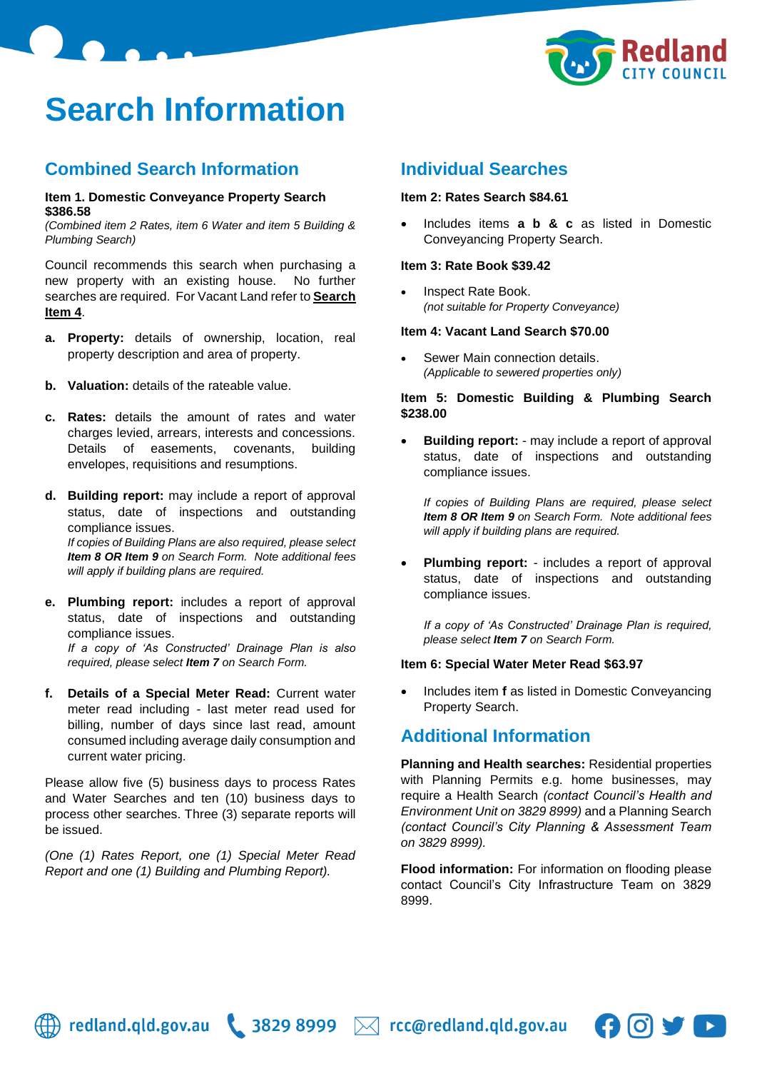# Search Information

## Combined Search Information

**Item 1. Domestic Conveyance Property Search $386.58**
*(Combined item 2 Rates, item 6 Water and item 5 Building & Plumbing Search)*

Council recommends this search when purchasing a new property with an existing house. No further searches are required. For Vacant Land refer to **Search Item 4**.

**a. Property:** details of ownership, location, real property description and area of property.

**b. Valuation:** details of the rateable value.

**c. Rates:** details the amount of rates and water charges levied, arrears, interests and concessions. Details of easements, covenants, building envelopes, requisitions and resumptions.

**d. Building report:** may include a report of approval status, date of inspections and outstanding compliance issues.
*If copies of Building Plans are also required, please select **Item 8 OR Item 9** on Search Form. Note additional fees will apply if building plans are required.*

**e. Plumbing report:** includes a report of approval status, date of inspections and outstanding compliance issues.
*If a copy of 'As Constructed' Drainage Plan is also required, please select **Item 7** on Search Form.*

**f. Details of a Special Meter Read:** Current water meter read including - last meter read used for billing, number of days since last read, amount consumed including average daily consumption and current water pricing.

Please allow five (5) business days to process Rates and Water Searches and ten (10) business days to process other searches. Three (3) separate reports will be issued.

*(One (1) Rates Report, one (1) Special Meter Read Report and one (1) Building and Plumbing Report).*

## Individual Searches

**Item 2: Rates Search $84.61**

- Includes items **a b & c** as listed in Domestic Conveyancing Property Search.

**Item 3: Rate Book $39.42**

- Inspect Rate Book.
  *(not suitable for Property Conveyance)*

**Item 4: Vacant Land Search $70.00**

- Sewer Main connection details.
  *(Applicable to sewered properties only)*

**Item 5: Domestic Building & Plumbing Search $238.00**

- **Building report:** - may include a report of approval status, date of inspections and outstanding compliance issues.

  *If copies of Building Plans are required, please select **Item 8 OR Item 9** on Search Form. Note additional fees will apply if building plans are required.*

- **Plumbing report:** - includes a report of approval status, date of inspections and outstanding compliance issues.

  *If a copy of 'As Constructed' Drainage Plan is required, please select **Item 7** on Search Form.*

**Item 6: Special Water Meter Read $63.97**

- Includes item **f** as listed in Domestic Conveyancing Property Search.

## Additional Information

**Planning and Health searches:** Residential properties with Planning Permits e.g. home businesses, may require a Health Search *(contact Council's Health and Environment Unit on 3829 8999)* and a Planning Search *(contact Council's City Planning & Assessment Team on 3829 8999).*

**Flood information:** For information on flooding please contact Council's City Infrastructure Team on 3829 8999.

redland.qld.gov.au 3829 8999 rcc@redland.qld.gov.au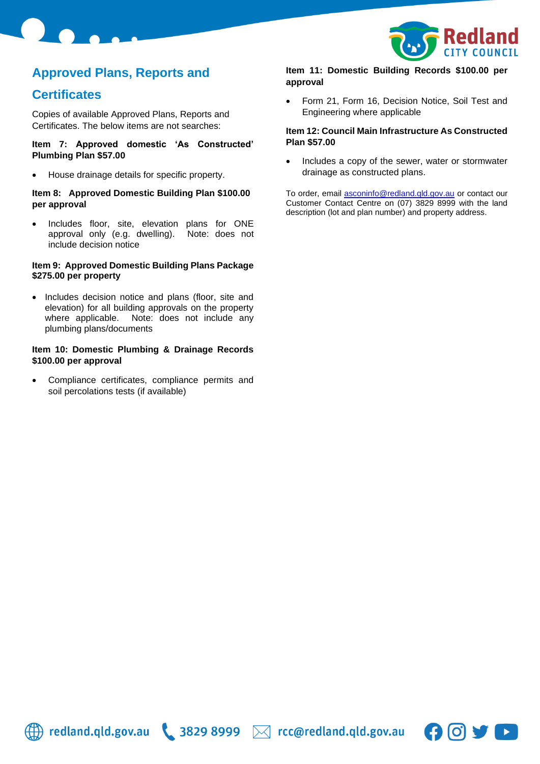## Approved Plans, Reports and Certificates

Copies of available Approved Plans, Reports and Certificates. The below items are not searches:

**Item 7: Approved domestic 'As Constructed' Plumbing Plan $57.00**

- House drainage details for specific property.

**Item 8: Approved Domestic Building Plan $100.00 per approval**

- Includes floor, site, elevation plans for ONE approval only (e.g. dwelling). Note: does not include decision notice

**Item 9: Approved Domestic Building Plans Package $275.00 per property**

- Includes decision notice and plans (floor, site and elevation) for all building approvals on the property where applicable. Note: does not include any plumbing plans/documents

**Item 10: Domestic Plumbing & Drainage Records $100.00 per approval**

- Compliance certificates, compliance permits and soil percolations tests (if available)

**Item 11: Domestic Building Records $100.00 per approval**

- Form 21, Form 16, Decision Notice, Soil Test and Engineering where applicable

**Item 12: Council Main Infrastructure As Constructed Plan $57.00**

- Includes a copy of the sewer, water or stormwater drainage as constructed plans.

To order, email asconinfo@redland.qld.gov.au or contact our Customer Contact Centre on (07) 3829 8999 with the land description (lot and plan number) and property address.